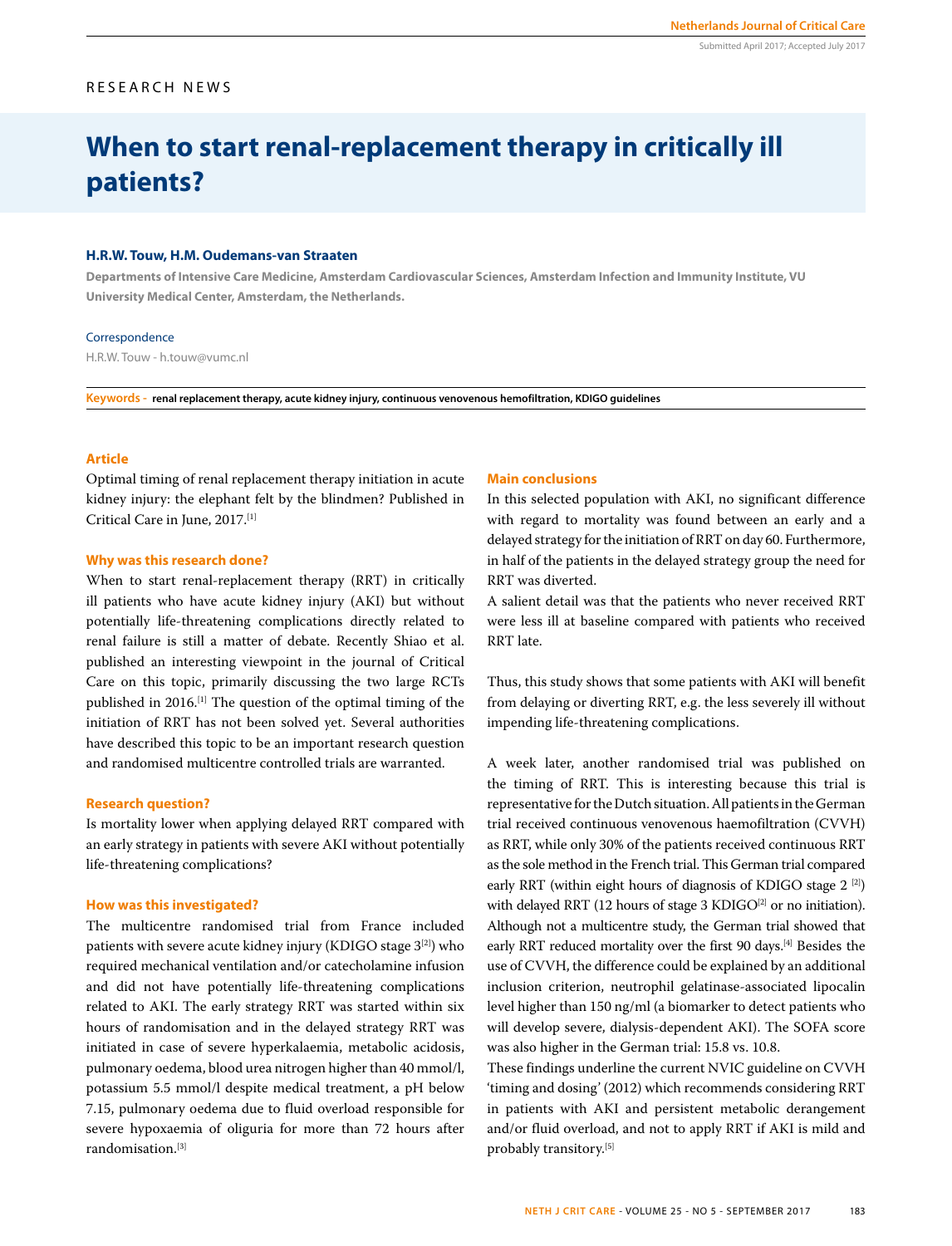RESEARCH NEWS

# When to start renal-replacement therapy in critically ill patients?

**H.R.W. Touw, H.M. Oudemans-van Straaten**

**Departments of Intensive Care Medicine, Amsterdam Cardiovascular Sciences, Amsterdam Infection and Immunity Institute, VU University Medical Center, Amsterdam, the Netherlands.**

Correspondence

H.R.W. Touw - h.touw@vumc.nl

**Keywords - renal replacement therapy, acute kidney injury, continuous venovenous hemofiltration, KDIGO guidelines**

### Article

Optimal timing of renal replacement therapy initiation in acute kidney injury: the elephant felt by the blindmen? Published in Critical Care in June, 2017.[1]

### Why was this research done?

When to start renal-replacement therapy (RRT) in critically ill patients who have acute kidney injury (AKI) but without potentially life-threatening complications directly related to renal failure is still a matter of debate. Recently Shiao et al. published an interesting viewpoint in the journal of Critical Care on this topic, primarily discussing the two large RCTs published in 2016.[1] The question of the optimal timing of the initiation of RRT has not been solved yet. Several authorities have described this topic to be an important research question and randomised multicentre controlled trials are warranted.

### Research question?

Is mortality lower when applying delayed RRT compared with an early strategy in patients with severe AKI without potentially life-threatening complications?

### How was this investigated?

The multicentre randomised trial from France included patients with severe acute kidney injury (KDIGO stage 3[2]) who required mechanical ventilation and/or catecholamine infusion and did not have potentially life-threatening complications related to AKI. The early strategy RRT was started within six hours of randomisation and in the delayed strategy RRT was initiated in case of severe hyperkalaemia, metabolic acidosis, pulmonary oedema, blood urea nitrogen higher than 40 mmol/l, potassium 5.5 mmol/l despite medical treatment, a pH below 7.15, pulmonary oedema due to fluid overload responsible for severe hypoxaemia of oliguria for more than 72 hours after randomisation.[3]

### Main conclusions

In this selected population with AKI, no significant difference with regard to mortality was found between an early and a delayed strategy for the initiation of RRT on day 60. Furthermore, in half of the patients in the delayed strategy group the need for RRT was diverted.

A salient detail was that the patients who never received RRT were less ill at baseline compared with patients who received RRT late.

Thus, this study shows that some patients with AKI will benefit from delaying or diverting RRT, e.g. the less severely ill without impending life-threatening complications.

A week later, another randomised trial was published on the timing of RRT. This is interesting because this trial is representative for the Dutch situation. All patients in the German trial received continuous venovenous haemofiltration (CVVH) as RRT, while only 30% of the patients received continuous RRT as the sole method in the French trial. This German trial compared early RRT (within eight hours of diagnosis of KDIGO stage 2 [2]) with delayed RRT (12 hours of stage 3 KDIGO[2] or no initiation). Although not a multicentre study, the German trial showed that early RRT reduced mortality over the first 90 days.[4] Besides the use of CVVH, the difference could be explained by an additional inclusion criterion, neutrophil gelatinase-associated lipocalin level higher than 150 ng/ml (a biomarker to detect patients who will develop severe, dialysis-dependent AKI). The SOFA score was also higher in the German trial: 15.8 vs. 10.8.

These findings underline the current NVIC guideline on CVVH 'timing and dosing' (2012) which recommends considering RRT in patients with AKI and persistent metabolic derangement and/or fluid overload, and not to apply RRT if AKI is mild and probably transitory.[5]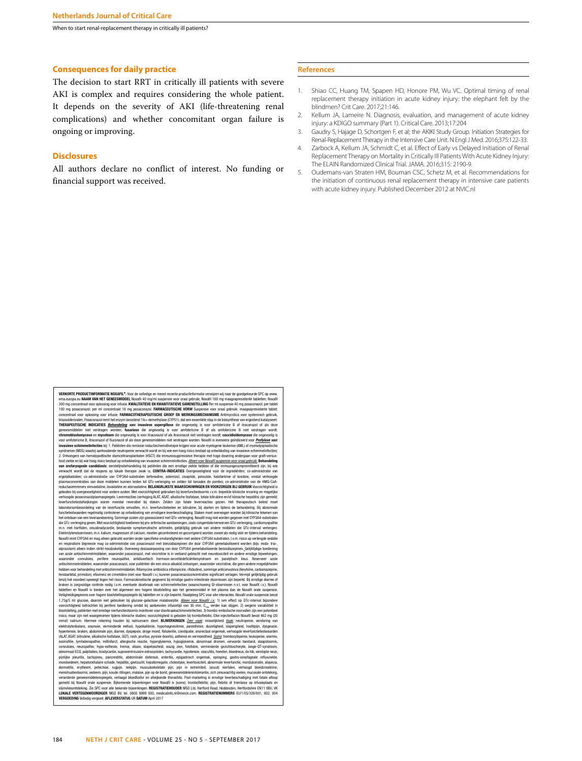## Consequences for daily practice

The decision to start RRT in critically ill patients with severe AKI is complex and requires considering the whole patient. It depends on the severity of AKI (life-threatening renal complications) and whether concomitant organ failure is ongoing or improving.

## Disclosures

All authors declare no conflict of interest. No funding or financial support was received.

## References

1. Shiao CC, Huang TM, Spapen HD, Honore PM, Wu VC. Optimal timing of renal replacement therapy initiation in acute kidney injury: the elephant felt by the blindmen? Crit Care. 2017;21:146.
2. Kellum JA, Lameire N. Diagnosis, evaluation, and management of acute kidney injury: a KDIGO summary (Part 1). Critical Care. 2013;17:204
3. Gaudry S, Hajage D, Schortgen F, et al; the AKIKI Study Group. Initiation Strategies for Renal-Replacement Therapy in the Intensive Care Unit. N Engl J Med. 2016;375:122-33.
4. Zarbock A, Kellum JA, Schmidt C, et al. Effect of Early vs Delayed Initiation of Renal Replacement Therapy on Mortality in Critically Ill Patients With Acute Kidney Injury: The ELAIN Randomized Clinical Trial. JAMA. 2016;315: 2190-9.
5. Oudemans-van Straten HM, Bouman CSC, Schetz M, et al. Recommendations for the initiation of continuous renal replacement therapy in intensive care patients with acute kidney injury. Published December 2012 at NVIC.nl

**VERKORTE PRODUCTINFORMATIE NOXAFIL®.** Voor de volledige en meest recente productinformatie verwijzen wij naar de goedgekeurde SPC op www.ema.europa.eu **NAAM VAN HET GENEESMIDDEL** Noxafil 40 mg/ml suspensie voor oraal gebruik; Noxafil 100 mg maagsapresistente tabletten; Noxafil 300 mg concentraat voor oplossing voor infusie. **KWALITATIEVE EN KWANTITATIEVE SAMENSTELLING** Per ml suspensie 40 mg posaconazol; per tablet 100 mg posaconazol; per ml concentraat 18 mg posaconazol. **FARMACEUTISCHE VORM** Suspensie voor oraal gebruik; maagsapresistente tablet; concentraat voor oplossing voor infusie. **FARMACOTHERAPEUTISCHE GROEP EN WERKINGSMECHANISME** Antimycotica voor systemisch gebruik, triazoolderivaten. Posaconazol remt het enzym lanosterol 14α-demethylase (CYP51), dat een essentiële stap in de biosynthese van ergosterol katalyseert. **THERAPEUTISCHE INDICATIES** _**Behandeling**_ **van: invasieve aspergillose** die ongevoelig is voor amfotericine B of itraconazol of als deze geneesmiddelen niet verdragen worden; **fusariose** die ongevoelig is voor amfotericine B of als amfotericine B niet verdragen wordt; **chromoblastomycose** en **mycetoom** die ongevoelig is voor itraconazol of als itraconazol niet verdragen wordt; **coccidioïdomycose** die ongevoelig is voor amfotericine B, itraconazol of fluconazol of als deze geneesmiddelen niet verdragen worden. Noxafil is eveneens geïndiceerd voor _**Profylaxe van:**_ **invasieve schimmelinfecties** bij: 1. Patiënten die remissie-inductiechemotherapie krijgen voor acute myeloïde leukemie (AML) of myelodysplastische syndromen (MDS) waarbij aanhoudende neutropenie verwacht wordt en bij wie een hoog risico bestaat op ontwikkeling van invasieve schimmelinfecties; 2. Ontvangers van hematopoëtische stamceltransplantaten (HSCT) die immunosuppressieve therapie met hoge dosering ondergaan voor graft-versus-host ziekte en bij wie hoog risico bestaat op ontwikkeling van invasieve schimmelinfecties. _Alleen voor Noxafil suspensie voor oraal gebruik:_ **Behandeling van orofaryngeale candidiasis:** eerstelijnsbehandeling bij patiënten die een ernstige ziekte hebben of die immuungecompromitteerd zijn, bij wie verwacht wordt dat de respons op lokale therapie zwak is. **CONTRA-INDICATIES** Overgevoeligheid voor de ingrediënten; co-administratie van ergotalkaloïden; co-administratie van CYP3A4-substraten terfenadine, astemizol, cisapride, pimozide, halofantrine of kinidine, omdat verhoogde plasmaconcentraties van deze middelen kunnen leiden tot QTc-verlenging en zelden tot torsades de pointes; co-administratie van de HMG-CoA-reductaseremmers simvastatine, lovastatine en atorvastatine. **BELANGRIJKSTE WAARSCHUWINGEN EN VOORZORGEN BIJ GEBRUIK** Voorzichtigheid is geboden bij overgevoeligheid voor andere azolen. Met voorzichtigheid gebruiken bij leverfunctiestoornis i.v.m. beperkte klinische ervaring en mogelijke verhoogde posaconazolplasmaspiegels. Leverreacties (verhoging ALAT, ASAT, alkalische fosfatase, totale bilirubine en/of klinische hepatitis) zijn gemeld; leverfunctietestafwijkingen waren meestal reversibel bij staken. Zelden zijn fatale leverreacties gezien. Het therapeutisch beleid moet laboratoriumbeoordeling van de leverfunctie omvatten, m.n. leverfunctietesten en bilirubine, bij starten en tijdens de behandeling. Bij abnormale functietestwaarden regelmatig controleren op ontwikkeling van ernstigere leverbeschadiging. Staken moet overwogen worden bij klinische tekenen van het ontstaan van een leveraandoening. Sommige azolen zijn geassocieerd met QTc-verlenging. Noxafil mag niet worden gegeven met CYP3A4-substraten die QTc-verlenging geven. Met voorzichtigheid toedienen bij pro-aritmische aandoeningen, zoals congenitale/verworven QTc-verlenging, cardiomyopathie m.n. met hartfalen, sinusbradycardie, bestaande symptomatische aritmieën, gelijktijdig gebruik van andere middelen die QTc-interval verlengen. Elektrolytenstoornissen, m.n. kalium, magnesium of calcium, moeten gecontroleerd en gecorrigeerd worden zowel als nodig vóór en tijdens behandeling. Noxafil remt CYP3A4 en mag alleen gebruikt worden onder specifieke omstandigheden met andere CYP3A4 substraten. I.v.m. risico op verlengde sedatie en respiratoire depressie mag co-administratie van posaconazol met benzodiazepinen die door CYP3A4 gemetaboliseerd worden (bijv. midazolam, triazolam, alprazolam) alleen indien strikt noodzakelijk. Overweeg dosisaanpassing van door CYP3A4 gemetaboliseerde benzodiazepinen. Gelijktijdige toediening van azole antischimmelmiddelen, waaronder posaconazol, met vincristine is in verband gebracht met neurotoxiciteit en andere ernstige bijwerkingen, waaronder convulsies, perifere neuropathie, antidiuretisch hormoon-secretiedeficiëntiesyndroom en paralytisch ileus. Reserveer azole antischimmelmiddelen, waaronder posaconazol, voor patiënten die een vinca-alkaloïd ontvangen, waaronder vincristine, die geen andere mogelijkheden hebben voor behandeling met antischimmelmiddelen. Rifamycine antibiotica (rifampicine, rifabutine), sommige anticonvulsiva (fenytoïne, carbamazepine, fenobarbital, primidon), efavirenz en cimetidine (niet voor Noxafil i.v.) kunnen posaconazolconcentraties significant verlagen. Vermijd gelijktijdig gebruik tenzij het voordeel opweegt tegen het risico. Farmacokinetische gegevens bij ernstige gastro-intestinale stoornissen zijn beperkt. Bij ernstige diarree of braken is zorgvuldige controle nodig i.v.m. eventuele doorbraak van schimmelinfecties (waarschuwing GI-stoornissen n.v.t. voor Noxafil i.v.). Noxafil tabletten en Noxafil iv bieden over het algemeen een hogere blootstelling aan het geneesmiddel in het plasma dan de Noxafil orale suspensie. Veiligheidsgegevens over hogere blootstellingsspiegels bij tabletten en iv zijn beperkt. Raadpleeg SPC voor alle interacties. Noxafil orale suspensie bevat 1,75g/5 ml glucose, daarom niet gebruiken bij glucose-galactose malabsorptie. _Alleen voor Noxafil i.v.:_ 1) ivm effect op QTc-interval bijzondere voorzichtigheid betrachten bij perifere toediening omdat bij aanbevolen infusietijd van 30 min. $C_{max}$ verder kan stijgen. 2) wegens variabiliteit in blootstelling, patiënten met ernstige nierfunctiestoornis monitoren voor doorbraakschimmelinfecties. 3) trombo-embolische voorvallen zijn een potentieel risico, maar zijn niet waargenomen tijdens klinische studies; voorzichtigheid is geboden bij tromboflebitis. Elke injectieflacon Noxafil bevat 462 mg (20 mmol) natrium. Hiermee rekening houden bij natriumarm dieet. **BIJWERKINGEN** _Zeer vaak:_ misselijkheid _Vaak:_ neutropenie, verstoring van elektrolytenbalans, anorexie, verminderde eetlust, hypokaliëmie, hypomagnesiëmie, paresthesie, duizeligheid, slaperigheid, hoofdpijn, dysgeusie, hypertensie, braken, abdominale pijn, diarree, dyspepsie, droge mond, flatulentie, constipatie, anorectaal ongemak, verhoogde leverfunctietestwaarden (ALAT, ASAT, bilirubine, alkalische fosfatase, GGT), rash, pruritus, pyrexie (koorts), asthenie en vermoeidheid. _Soms:_ trombocytopenie, leukopenie, anemie, eosinofilie, lymfadenopathie, miltinfarct, allergische reactie, hyperglykemie, hypoglykemie, abnormaal dromen, verwarde toestand, slaapstoornis, convulsies, neuropathie, hypo-esthesie, tremor, afasie, slapeloosheid, wazig zien, fotofobie, verminderde gezichtsscherpte, lange-QT-syndroom, abnormaal ECG, palpitaties, bradycardie, supraventriculaire extrasystolen, tachycardie, hypotensie, vasculitis, hoesten, bloedneus, de hik, verstopte neus, pijnlijke pleuritis, tachypneu, pancreatitis, abdominale distensie, enteritis, epigastrisch ongemak, oprisping, gastro-oesofageale refluxziekte, mondoedeem, hepatocellulaire schade, hepatitis, geelzucht, hepatomegalie, cholestase, levertoxiciteit, abnormale leverfunctie, mondulceratie, alopecia, dermatitis, erytheem, petechiae, rugpijn, nekpijn, musculoskeletale pijn, pijn in extremiteit, (acuut) nierfalen, verhoogd bloedcreatinine, menstruatiestoornis, oedeem, pijn, koude rillingen, malaise, pijn op de borst, geneesmiddelenintolerantie, zich zenuwachtig voelen, mucosale ontsteking, veranderde geneesmiddelenspiegels, verlaagd bloedfosfor en afwijkende thoraxfoto. Post-marketing is ernstige leverbeschadiging met fatale afloop gemeld bij Noxafil orale suspensie. Bijkomende bijwerkingen voor Noxafil iv (soms): tromboflebitis; pijn, flebitis of trombose op infusieplaats en slijmvliesontsteking. Zie SPC voor alle bekende bijwerkingen. **REGISTRATIEHOUDER** MSD Ltd, Hertford Road, Hoddesdon, Hertfordshire EN11 9BU, VK **LOKALE VERTEGENWOORDIGER** MSD BV, tel. 0800 9999 000, medicalinfo.nl@merck.com. **REGISTRATIENUMMERS** EU/1/05/320/001, 002, 004 **VERGOEDING** Volledig vergoed. **AFLEVERSTATUS** UR **DATUM** April 2017